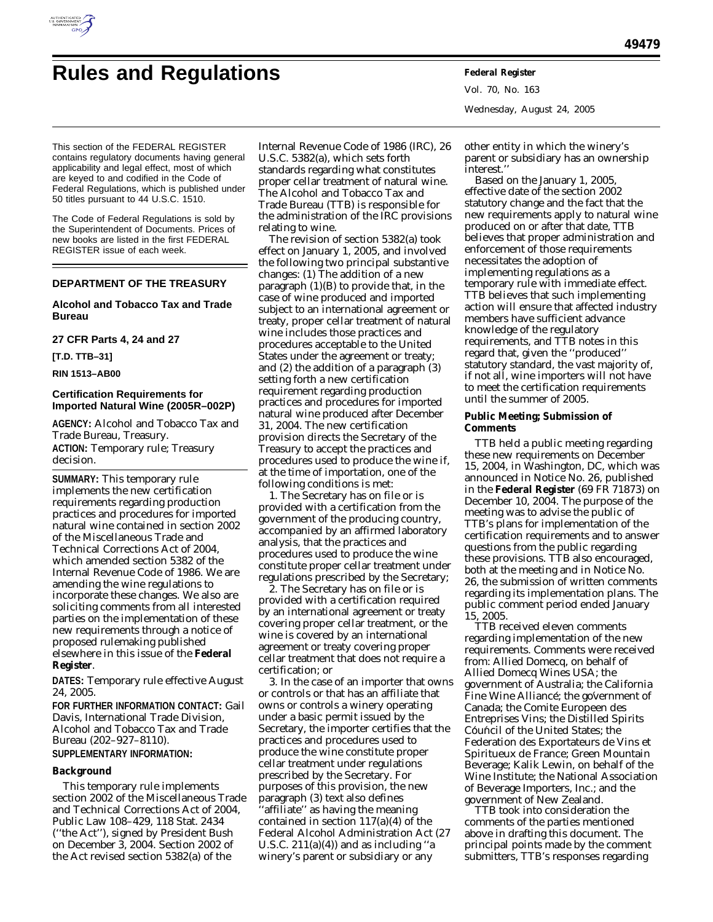# Rules and Regulations

This section of the FEDERAL REGISTER contains regulatory documents having general applicability and legal effect, most of which are keyed to and codified in the Code of Federal Regulations, which is published under 50 titles pursuant to 44 U.S.C. 1510.

The Code of Federal Regulations is sold by the Superintendent of Documents. Prices of new books are listed in the first FEDERAL REGISTER issue of each week.

## DEPARTMENT OF THE TREASURY

### Alcohol and Tobacco Tax and Trade Bureau

**27 CFR Parts 4, 24 and 27**

**[T.D. TTB–31]**

**RIN 1513–AB00**

### Certification Requirements for Imported Natural Wine (2005R–002P)

**AGENCY:** Alcohol and Tobacco Tax and Trade Bureau, Treasury.

**ACTION:** Temporary rule; Treasury decision.

**SUMMARY:** This temporary rule implements the new certification requirements regarding production practices and procedures for imported natural wine contained in section 2002 of the Miscellaneous Trade and Technical Corrections Act of 2004, which amended section 5382 of the Internal Revenue Code of 1986. We are amending the wine regulations to incorporate these changes. We also are soliciting comments from all interested parties on the implementation of these new requirements through a notice of proposed rulemaking published elsewhere in this issue of the **Federal Register**.

**DATES:** Temporary rule effective August 24, 2005.

**FOR FURTHER INFORMATION CONTACT:** Gail Davis, International Trade Division, Alcohol and Tobacco Tax and Trade Bureau (202–927–8110).

**SUPPLEMENTARY INFORMATION:**

### Background

This temporary rule implements section 2002 of the Miscellaneous Trade and Technical Corrections Act of 2004, Public Law 108–429, 118 Stat. 2434 (''the Act''), signed by President Bush on December 3, 2004. Section 2002 of the Act revised section 5382(a) of the Internal Revenue Code of 1986 (IRC), 26 U.S.C. 5382(a), which sets forth standards regarding what constitutes proper cellar treatment of natural wine. The Alcohol and Tobacco Tax and Trade Bureau (TTB) is responsible for the administration of the IRC provisions relating to wine.

The revision of section 5382(a) took effect on January 1, 2005, and involved the following two principal substantive changes: (1) The addition of a new paragraph (1)(B) to provide that, in the case of wine produced and imported subject to an international agreement or treaty, proper cellar treatment of natural wine includes those practices and procedures acceptable to the United States under the agreement or treaty; and (2) the addition of a paragraph (3) setting forth a new certification requirement regarding production practices and procedures for imported natural wine produced after December 31, 2004. The new certification provision directs the Secretary of the Treasury to accept the practices and procedures used to produce the wine if, at the time of importation, one of the following conditions is met:

1. The Secretary has on file or is provided with a certification from the government of the producing country, accompanied by an affirmed laboratory analysis, that the practices and procedures used to produce the wine constitute proper cellar treatment under regulations prescribed by the Secretary;

2. The Secretary has on file or is provided with a certification required by an international agreement or treaty covering proper cellar treatment, or the wine is covered by an international agreement or treaty covering proper cellar treatment that does not require a certification; or

3. In the case of an importer that owns or controls or that has an affiliate that owns or controls a winery operating under a basic permit issued by the Secretary, the importer certifies that the practices and procedures used to produce the wine constitute proper cellar treatment under regulations prescribed by the Secretary. For purposes of this provision, the new paragraph (3) text also defines ''affiliate'' as having the meaning contained in section 117(a)(4) of the Federal Alcohol Administration Act (27 U.S.C. 211(a)(4)) and as including ''a winery's parent or subsidiary or any other entity in which the winery's parent or subsidiary has an ownership interest.''

Based on the January 1, 2005, effective date of the section 2002 statutory change and the fact that the new requirements apply to natural wine produced on or after that date, TTB believes that proper administration and enforcement of those requirements necessitates the adoption of implementing regulations as a temporary rule with immediate effect. TTB believes that such implementing action will ensure that affected industry members have sufficient advance knowledge of the regulatory requirements, and TTB notes in this regard that, given the ''produced'' statutory standard, the vast majority of, if not all, wine importers will not have to meet the certification requirements until the summer of 2005.

### Public Meeting; Submission of Comments

TTB held a public meeting regarding these new requirements on December 15, 2004, in Washington, DC, which was announced in Notice No. 26, published in the **Federal Register** (69 FR 71873) on December 10, 2004. The purpose of the meeting was to advise the public of TTB's plans for implementation of the certification requirements and to answer questions from the public regarding these provisions. TTB also encouraged, both at the meeting and in Notice No. 26, the submission of written comments regarding its implementation plans. The public comment period ended January 15, 2005.

TTB received eleven comments regarding implementation of the new requirements. Comments were received from: Allied Domecq, on behalf of Allied Domecq Wines USA; the government of Australia; the California Fine Wine Alliancé; the gövernment of Canada; the Comite Europeen des Entreprises Vins; the Distilled Spirits Cóuńcil of the United States; the Federation des Exportateurs de Vins et Spiritueux de France; Green Mountain Beverage; Kalik Lewin, on behalf of the Wine Institute; the National Association of Beverage Importers, Inc.; and the government of New Zealand.

TTB took into consideration the comments of the parties mentioned above in drafting this document. The principal points made by the comment submitters, TTB's responses regarding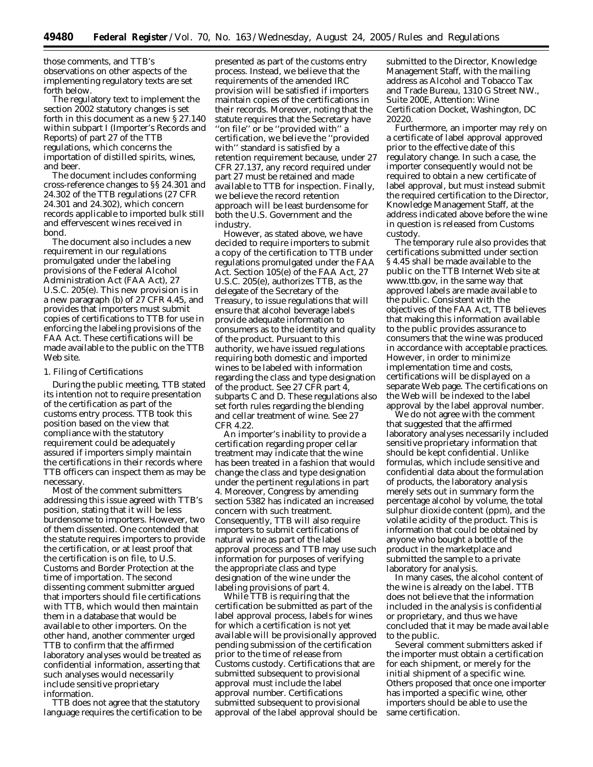those comments, and TTB's observations on other aspects of the implementing regulatory texts are set forth below.

The regulatory text to implement the section 2002 statutory changes is set forth in this document as a new § 27.140 within subpart I (Importer's Records and Reports) of part 27 of the TTB regulations, which concerns the importation of distilled spirits, wines, and beer.

The document includes conforming cross-reference changes to §§ 24.301 and 24.302 of the TTB regulations (27 CFR 24.301 and 24.302), which concern records applicable to imported bulk still and effervescent wines received in bond.

The document also includes a new requirement in our regulations promulgated under the labeling provisions of the Federal Alcohol Administration Act (FAA Act), 27 U.S.C. 205(e). This new provision is in a new paragraph (b) of 27 CFR 4.45, and provides that importers must submit copies of certifications to TTB for use in enforcing the labeling provisions of the FAA Act. These certifications will be made available to the public on the TTB Web site.

### 1. Filing of Certifications

During the public meeting, TTB stated its intention not to require presentation of the certification as part of the customs entry process. TTB took this position based on the view that compliance with the statutory requirement could be adequately assured if importers simply maintain the certifications in their records where TTB officers can inspect them as may be necessary.

Most of the comment submitters addressing this issue agreed with TTB's position, stating that it will be less burdensome to importers. However, two of them dissented. One contended that the statute requires importers to provide the certification, or at least proof that the certification is on file, to U.S. Customs and Border Protection at the time of importation. The second dissenting comment submitter argued that importers should file certifications with TTB, which would then maintain them in a database that would be available to other importers. On the other hand, another commenter urged TTB to confirm that the affirmed laboratory analyses would be treated as confidential information, asserting that such analyses would necessarily include sensitive proprietary information.

TTB does not agree that the statutory language requires the certification to be presented as part of the customs entry process. Instead, we believe that the requirements of the amended IRC provision will be satisfied if importers maintain copies of the certifications in their records. Moreover, noting that the statute requires that the Secretary have "on file" or be "provided with" a certification, we believe the "provided with" standard is satisfied by a retention requirement because, under 27 CFR 27.137, any record required under part 27 must be retained and made available to TTB for inspection. Finally, we believe the record retention approach will be least burdensome for both the U.S. Government and the industry.

However, as stated above, we have decided to require importers to submit a copy of the certification to TTB under regulations promulgated under the FAA Act. Section 105(e) of the FAA Act, 27 U.S.C. 205(e), authorizes TTB, as the delegate of the Secretary of the Treasury, to issue regulations that will ensure that alcohol beverage labels provide adequate information to consumers as to the identity and quality of the product. Pursuant to this authority, we have issued regulations requiring both domestic and imported wines to be labeled with information regarding the class and type designation of the product. See 27 CFR part 4, subparts C and D. These regulations also set forth rules regarding the blending and cellar treatment of wine. See 27 CFR 4.22.

An importer's inability to provide a certification regarding proper cellar treatment may indicate that the wine has been treated in a fashion that would change the class and type designation under the pertinent regulations in part 4. Moreover, Congress by amending section 5382 has indicated an increased concern with such treatment. Consequently, TTB will also require importers to submit certifications of natural wine as part of the label approval process and TTB may use such information for purposes of verifying the appropriate class and type designation of the wine under the labeling provisions of part 4.

While TTB is requiring that the certification be submitted as part of the label approval process, labels for wines for which a certification is not yet available will be provisionally approved pending submission of the certification prior to the time of release from Customs custody. Certifications that are submitted subsequent to provisional approval must include the label approval number. Certifications submitted subsequent to provisional approval of the label approval should be submitted to the Director, Knowledge Management Staff, with the mailing address as Alcohol and Tobacco Tax and Trade Bureau, 1310 G Street NW., Suite 200E, Attention: Wine Certification Docket, Washington, DC 20220.

Furthermore, an importer may rely on a certificate of label approval approved prior to the effective date of this regulatory change. In such a case, the importer consequently would not be required to obtain a new certificate of label approval, but must instead submit the required certification to the Director, Knowledge Management Staff, at the address indicated above before the wine in question is released from Customs custody.

The temporary rule also provides that certifications submitted under section § 4.45 shall be made available to the public on the TTB Internet Web site at www.ttb.gov, in the same way that approved labels are made available to the public. Consistent with the objectives of the FAA Act, TTB believes that making this information available to the public provides assurance to consumers that the wine was produced in accordance with acceptable practices. However, in order to minimize implementation time and costs, certifications will be displayed on a separate Web page. The certifications on the Web will be indexed to the label approval by the label approval number.

We do not agree with the comment that suggested that the affirmed laboratory analyses necessarily included sensitive proprietary information that should be kept confidential. Unlike formulas, which include sensitive and confidential data about the formulation of products, the laboratory analysis merely sets out in summary form the percentage alcohol by volume, the total sulphur dioxide content (ppm), and the volatile acidity of the product. This is information that could be obtained by anyone who bought a bottle of the product in the marketplace and submitted the sample to a private laboratory for analysis.

In many cases, the alcohol content of the wine is already on the label. TTB does not believe that the information included in the analysis is confidential or proprietary, and thus we have concluded that it may be made available to the public.

Several comment submitters asked if the importer must obtain a certification for each shipment, or merely for the initial shipment of a specific wine. Others proposed that once one importer has imported a specific wine, other importers should be able to use the same certification.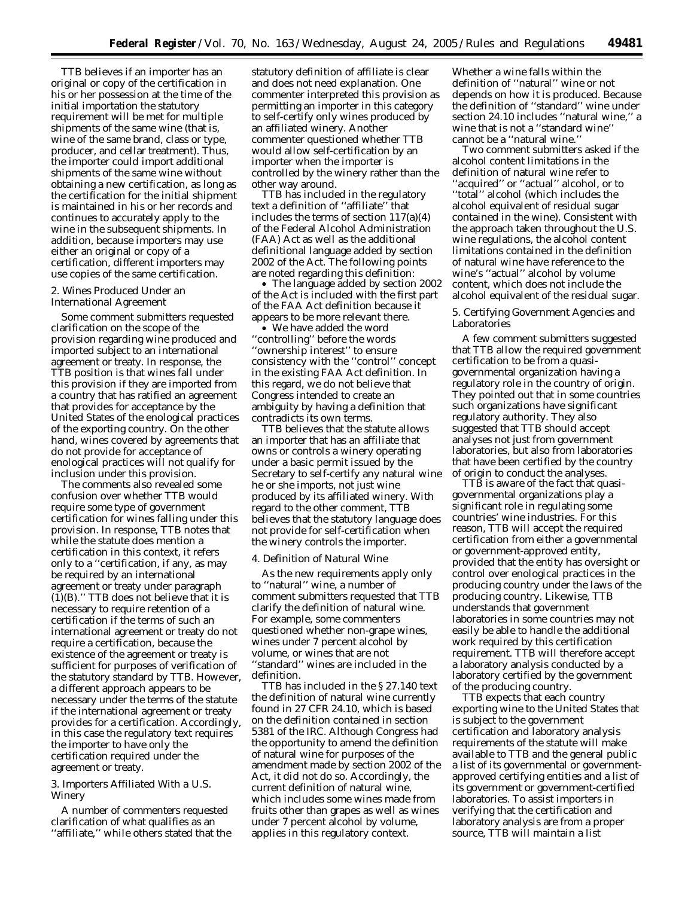TTB believes if an importer has an original or copy of the certification in his or her possession at the time of the initial importation the statutory requirement will be met for multiple shipments of the same wine (that is, wine of the same brand, class or type, producer, and cellar treatment). Thus, the importer could import additional shipments of the same wine without obtaining a new certification, as long as the certification for the initial shipment is maintained in his or her records and continues to accurately apply to the wine in the subsequent shipments. In addition, because importers may use either an original or copy of a certification, different importers may use copies of the same certification.

2. Wines Produced Under an International Agreement

Some comment submitters requested clarification on the scope of the provision regarding wine produced and imported subject to an international agreement or treaty. In response, the TTB position is that wines fall under this provision if they are imported from a country that has ratified an agreement that provides for acceptance by the United States of the enological practices of the exporting country. On the other hand, wines covered by agreements that do not provide for acceptance of enological practices will not qualify for inclusion under this provision.

The comments also revealed some confusion over whether TTB would require some type of government certification for wines falling under this provision. In response, TTB notes that while the statute does mention a certification in this context, it refers only to a ''certification, if any, as may be required by an international agreement or treaty under paragraph (1)(B).'' TTB does not believe that it is necessary to require retention of a certification if the terms of such an international agreement or treaty do not require a certification, because the existence of the agreement or treaty is sufficient for purposes of verification of the statutory standard by TTB. However, a different approach appears to be necessary under the terms of the statute if the international agreement or treaty provides for a certification. Accordingly, in this case the regulatory text requires the importer to have only the certification required under the agreement or treaty.

3. Importers Affiliated With a U.S. Winery

A number of commenters requested clarification of what qualifies as an ''affiliate,'' while others stated that the statutory definition of affiliate is clear and does not need explanation. One commenter interpreted this provision as permitting an importer in this category to self-certify only wines produced by an affiliated winery. Another commenter questioned whether TTB would allow self-certification by an importer when the importer is controlled by the winery rather than the other way around.

TTB has included in the regulatory text a definition of ''affiliate'' that includes the terms of section 117(a)(4) of the Federal Alcohol Administration (FAA) Act as well as the additional definitional language added by section 2002 of the Act. The following points are noted regarding this definition:

- The language added by section 2002 of the Act is included with the first part of the FAA Act definition because it appears to be more relevant there.
- We have added the word ''controlling'' before the words ''ownership interest'' to ensure consistency with the ''control'' concept in the existing FAA Act definition. In this regard, we do not believe that Congress intended to create an ambiguity by having a definition that contradicts its own terms.

TTB believes that the statute allows an importer that has an affiliate that owns or controls a winery operating under a basic permit issued by the Secretary to self-certify any natural wine he or she imports, not just wine produced by its affiliated winery. With regard to the other comment, TTB believes that the statutory language does not provide for self-certification when the winery controls the importer.

4. Definition of Natural Wine

As the new requirements apply only to ''natural'' wine, a number of comment submitters requested that TTB clarify the definition of natural wine. For example, some commenters questioned whether non-grape wines, wines under 7 percent alcohol by volume, or wines that are not ''standard'' wines are included in the definition.

TTB has included in the § 27.140 text the definition of natural wine currently found in 27 CFR 24.10, which is based on the definition contained in section 5381 of the IRC. Although Congress had the opportunity to amend the definition of natural wine for purposes of the amendment made by section 2002 of the Act, it did not do so. Accordingly, the current definition of natural wine, which includes some wines made from fruits other than grapes as well as wines under 7 percent alcohol by volume, applies in this regulatory context. Whether a wine falls within the definition of ''natural'' wine or not depends on how it is produced. Because the definition of ''standard'' wine under section 24.10 includes ''natural wine,'' a wine that is not a ''standard wine'' cannot be a ''natural wine.''

Two comment submitters asked if the alcohol content limitations in the definition of natural wine refer to ''acquired'' or ''actual'' alcohol, or to ''total'' alcohol (which includes the alcohol equivalent of residual sugar contained in the wine). Consistent with the approach taken throughout the U.S. wine regulations, the alcohol content limitations contained in the definition of natural wine have reference to the wine's ''actual'' alcohol by volume content, which does not include the alcohol equivalent of the residual sugar.

5. Certifying Government Agencies and Laboratories

A few comment submitters suggested that TTB allow the required government certification to be from a quasi-governmental organization having a regulatory role in the country of origin. They pointed out that in some countries such organizations have significant regulatory authority. They also suggested that TTB should accept analyses not just from government laboratories, but also from laboratories that have been certified by the country of origin to conduct the analyses.

TTB is aware of the fact that quasi-governmental organizations play a significant role in regulating some countries' wine industries. For this reason, TTB will accept the required certification from either a governmental or government-approved entity, provided that the entity has oversight or control over enological practices in the producing country under the laws of the producing country. Likewise, TTB understands that government laboratories in some countries may not easily be able to handle the additional work required by this certification requirement. TTB will therefore accept a laboratory analysis conducted by a laboratory certified by the government of the producing country.

TTB expects that each country exporting wine to the United States that is subject to the government certification and laboratory analysis requirements of the statute will make available to TTB and the general public a list of its governmental or government-approved certifying entities and a list of its government or government-certified laboratories. To assist importers in verifying that the certification and laboratory analysis are from a proper source, TTB will maintain a list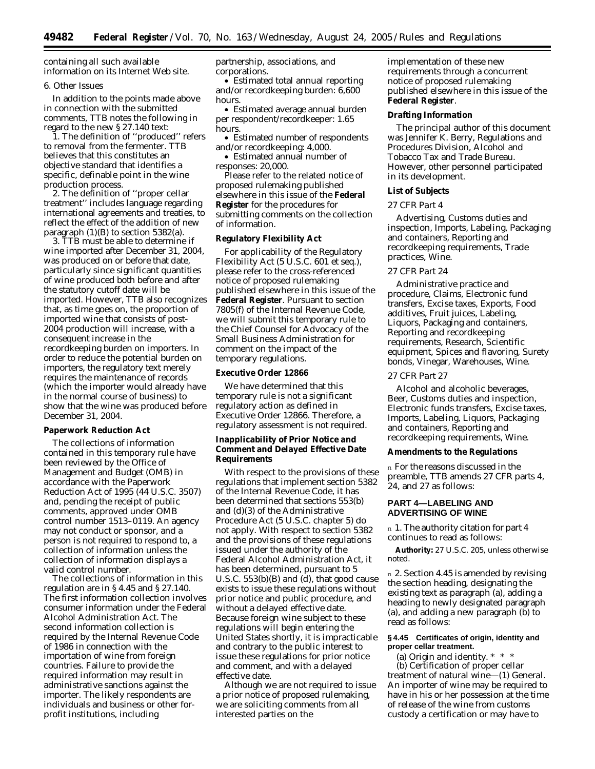containing all such available information on its Internet Web site.

6. Other Issues

In addition to the points made above in connection with the submitted comments, TTB notes the following in regard to the new § 27.140 text:

1. The definition of ''produced'' refers to removal from the fermenter. TTB believes that this constitutes an objective standard that identifies a specific, definable point in the wine production process.

2. The definition of ''proper cellar treatment'' includes language regarding international agreements and treaties, to reflect the effect of the addition of new paragraph (1)(B) to section 5382(a).

3. TTB must be able to determine if wine imported after December 31, 2004, was produced on or before that date, particularly since significant quantities of wine produced both before and after the statutory cutoff date will be imported. However, TTB also recognizes that, as time goes on, the proportion of imported wine that consists of post-2004 production will increase, with a consequent increase in the recordkeeping burden on importers. In order to reduce the potential burden on importers, the regulatory text merely requires the maintenance of records (which the importer would already have in the normal course of business) to show that the wine was produced before December 31, 2004.

**Paperwork Reduction Act**

The collections of information contained in this temporary rule have been reviewed by the Office of Management and Budget (OMB) in accordance with the Paperwork Reduction Act of 1995 (44 U.S.C. 3507) and, pending the receipt of public comments, approved under OMB control number 1513–0119. An agency may not conduct or sponsor, and a person is not required to respond to, a collection of information unless the collection of information displays a valid control number.

The collections of information in this regulation are in § 4.45 and § 27.140. The first information collection involves consumer information under the Federal Alcohol Administration Act. The second information collection is required by the Internal Revenue Code of 1986 in connection with the importation of wine from foreign countries. Failure to provide the required information may result in administrative sanctions against the importer. The likely respondents are individuals and business or other for-profit institutions, including partnership, associations, and corporations.

- Estimated total annual reporting and/or recordkeeping burden: 6,600 hours.
- Estimated average annual burden per respondent/recordkeeper: 1.65 hours.
- Estimated number of respondents and/or recordkeeping: 4,000.
- Estimated annual number of responses: 20,000.

Please refer to the related notice of proposed rulemaking published elsewhere in this issue of the **Federal Register** for the procedures for submitting comments on the collection of information.

**Regulatory Flexibility Act**

For applicability of the Regulatory Flexibility Act (5 U.S.C. 601 et seq.), please refer to the cross-referenced notice of proposed rulemaking published elsewhere in this issue of the **Federal Register**. Pursuant to section 7805(f) of the Internal Revenue Code, we will submit this temporary rule to the Chief Counsel for Advocacy of the Small Business Administration for comment on the impact of the temporary regulations.

**Executive Order 12866**

We have determined that this temporary rule is not a significant regulatory action as defined in Executive Order 12866. Therefore, a regulatory assessment is not required.

**Inapplicability of Prior Notice and Comment and Delayed Effective Date Requirements**

With respect to the provisions of these regulations that implement section 5382 of the Internal Revenue Code, it has been determined that sections 553(b) and (d)(3) of the Administrative Procedure Act (5 U.S.C. chapter 5) do not apply. With respect to section 5382 and the provisions of these regulations issued under the authority of the Federal Alcohol Administration Act, it has been determined, pursuant to 5 U.S.C. 553(b)(B) and (d), that good cause exists to issue these regulations without prior notice and public procedure, and without a delayed effective date. Because foreign wine subject to these regulations will begin entering the United States shortly, it is impracticable and contrary to the public interest to issue these regulations for prior notice and comment, and with a delayed effective date.

Although we are not required to issue a prior notice of proposed rulemaking, we are soliciting comments from all interested parties on the implementation of these new requirements through a concurrent notice of proposed rulemaking published elsewhere in this issue of the **Federal Register**.

**Drafting Information**

The principal author of this document was Jennifer K. Berry, Regulations and Procedures Division, Alcohol and Tobacco Tax and Trade Bureau. However, other personnel participated in its development.

**List of Subjects**

27 CFR Part 4

Advertising, Customs duties and inspection, Imports, Labeling, Packaging and containers, Reporting and recordkeeping requirements, Trade practices, Wine.

27 CFR Part 24

Administrative practice and procedure, Claims, Electronic fund transfers, Excise taxes, Exports, Food additives, Fruit juices, Labeling, Liquors, Packaging and containers, Reporting and recordkeeping requirements, Research, Scientific equipment, Spices and flavoring, Surety bonds, Vinegar, Warehouses, Wine.

27 CFR Part 27

Alcohol and alcoholic beverages, Beer, Customs duties and inspection, Electronic funds transfers, Excise taxes, Imports, Labeling, Liquors, Packaging and containers, Reporting and recordkeeping requirements, Wine.

**Amendments to the Regulations**

For the reasons discussed in the preamble, TTB amends 27 CFR parts 4, 24, and 27 as follows:

## PART 4—LABELING AND ADVERTISING OF WINE

1. The authority citation for part 4 continues to read as follows:

**Authority:** 27 U.S.C. 205, unless otherwise noted.

2. Section 4.45 is amended by revising the section heading, designating the existing text as paragraph (a), adding a heading to newly designated paragraph (a), and adding a new paragraph (b) to read as follows:

**§ 4.45 Certificates of origin, identity and proper cellar treatment.**

(a) *Origin and identity.* * * *

(b) *Certification of proper cellar treatment of natural wine*—(1) *General.* An importer of wine may be required to have in his or her possession at the time of release of the wine from customs custody a certification or may have to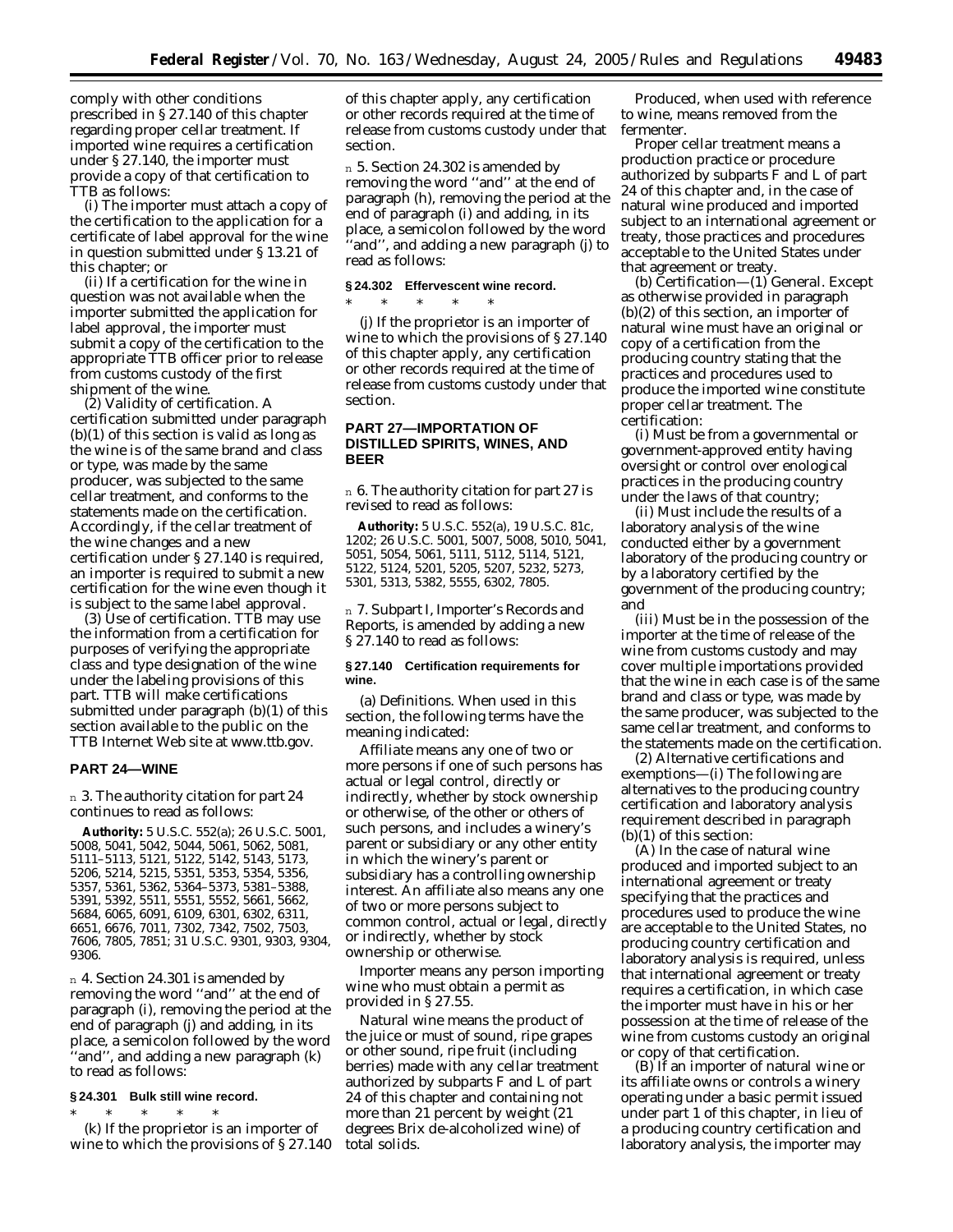comply with other conditions prescribed in § 27.140 of this chapter regarding proper cellar treatment. If imported wine requires a certification under § 27.140, the importer must provide a copy of that certification to TTB as follows:

(i) The importer must attach a copy of the certification to the application for a certificate of label approval for the wine in question submitted under § 13.21 of this chapter; or

(ii) If a certification for the wine in question was not available when the importer submitted the application for label approval, the importer must submit a copy of the certification to the appropriate TTB officer prior to release from customs custody of the first shipment of the wine.

(2) *Validity of certification.* A certification submitted under paragraph (b)(1) of this section is valid as long as the wine is of the same brand and class or type, was made by the same producer, was subjected to the same cellar treatment, and conforms to the statements made on the certification. Accordingly, if the cellar treatment of the wine changes and a new certification under § 27.140 is required, an importer is required to submit a new certification for the wine even though it is subject to the same label approval.

(3) *Use of certification.* TTB may use the information from a certification for purposes of verifying the appropriate class and type designation of the wine under the labeling provisions of this part. TTB will make certifications submitted under paragraph (b)(1) of this section available to the public on the TTB Internet Web site at www.ttb.gov.

## PART 24—WINE

■ 3. The authority citation for part 24 continues to read as follows:

**Authority:** 5 U.S.C. 552(a); 26 U.S.C. 5001, 5008, 5041, 5042, 5044, 5061, 5062, 5081, 5111–5113, 5121, 5122, 5142, 5143, 5173, 5206, 5214, 5215, 5351, 5353, 5354, 5356, 5357, 5361, 5362, 5364–5373, 5381–5388, 5391, 5392, 5511, 5551, 5552, 5661, 5662, 5684, 6065, 6091, 6109, 6301, 6302, 6311, 6651, 6676, 7011, 7302, 7342, 7502, 7503, 7606, 7805, 7851; 31 U.S.C. 9301, 9303, 9304, 9306.

■ 4. Section 24.301 is amended by removing the word ''and'' at the end of paragraph (i), removing the period at the end of paragraph (j) and adding, in its place, a semicolon followed by the word ''and'', and adding a new paragraph (k) to read as follows:

### § 24.301 Bulk still wine record.

\* \* \* \* \*

(k) If the proprietor is an importer of wine to which the provisions of § 27.140 of this chapter apply, any certification or other records required at the time of release from customs custody under that section.

■ 5. Section 24.302 is amended by removing the word ''and'' at the end of paragraph (h), removing the period at the end of paragraph (i) and adding, in its place, a semicolon followed by the word ''and'', and adding a new paragraph (j) to read as follows:

### § 24.302 Effervescent wine record.

\* \* \* \* \*

(j) If the proprietor is an importer of wine to which the provisions of § 27.140 of this chapter apply, any certification or other records required at the time of release from customs custody under that section.

## PART 27—IMPORTATION OF DISTILLED SPIRITS, WINES, AND BEER

■ 6. The authority citation for part 27 is revised to read as follows:

**Authority:** 5 U.S.C. 552(a), 19 U.S.C. 81c, 1202; 26 U.S.C. 5001, 5007, 5008, 5010, 5041, 5051, 5054, 5061, 5111, 5112, 5114, 5121, 5122, 5124, 5201, 5205, 5207, 5232, 5273, 5301, 5313, 5382, 5555, 6302, 7805.

■ 7. Subpart I, Importer's Records and Reports, is amended by adding a new § 27.140 to read as follows:

### § 27.140 Certification requirements for wine.

(a) *Definitions.* When used in this section, the following terms have the meaning indicated:

*Affiliate* means any one of two or more persons if one of such persons has actual or legal control, directly or indirectly, whether by stock ownership or otherwise, of the other or others of such persons, and includes a winery's parent or subsidiary or any other entity in which the winery's parent or subsidiary has a controlling ownership interest. An affiliate also means any one of two or more persons subject to common control, actual or legal, directly or indirectly, whether by stock ownership or otherwise.

*Importer* means any person importing wine who must obtain a permit as provided in § 27.55.

*Natural wine* means the product of the juice or must of sound, ripe grapes or other sound, ripe fruit (including berries) made with any cellar treatment authorized by subparts F and L of part 24 of this chapter and containing not more than 21 percent by weight (21 degrees Brix de-alcoholized wine) of total solids.

*Produced,* when used with reference to wine, means removed from the fermenter.

*Proper cellar treatment* means a production practice or procedure authorized by subparts F and L of part 24 of this chapter and, in the case of natural wine produced and imported subject to an international agreement or treaty, those practices and procedures acceptable to the United States under that agreement or treaty.

(b) *Certification*—(1) *General.* Except as otherwise provided in paragraph (b)(2) of this section, an importer of natural wine must have an original or copy of a certification from the producing country stating that the practices and procedures used to produce the imported wine constitute proper cellar treatment. The certification:

(i) Must be from a governmental or government-approved entity having oversight or control over enological practices in the producing country under the laws of that country;

(ii) Must include the results of a laboratory analysis of the wine conducted either by a government laboratory of the producing country or by a laboratory certified by the government of the producing country; and

(iii) Must be in the possession of the importer at the time of release of the wine from customs custody and may cover multiple importations provided that the wine in each case is of the same brand and class or type, was made by the same producer, was subjected to the same cellar treatment, and conforms to the statements made on the certification.

(2) *Alternative certifications and exemptions*—(i) The following are alternatives to the producing country certification and laboratory analysis requirement described in paragraph (b)(1) of this section:

(A) In the case of natural wine produced and imported subject to an international agreement or treaty specifying that the practices and procedures used to produce the wine are acceptable to the United States, no producing country certification and laboratory analysis is required, unless that international agreement or treaty requires a certification, in which case the importer must have in his or her possession at the time of release of the wine from customs custody an original or copy of that certification.

(B) If an importer of natural wine or its affiliate owns or controls a winery operating under a basic permit issued under part 1 of this chapter, in lieu of a producing country certification and laboratory analysis, the importer may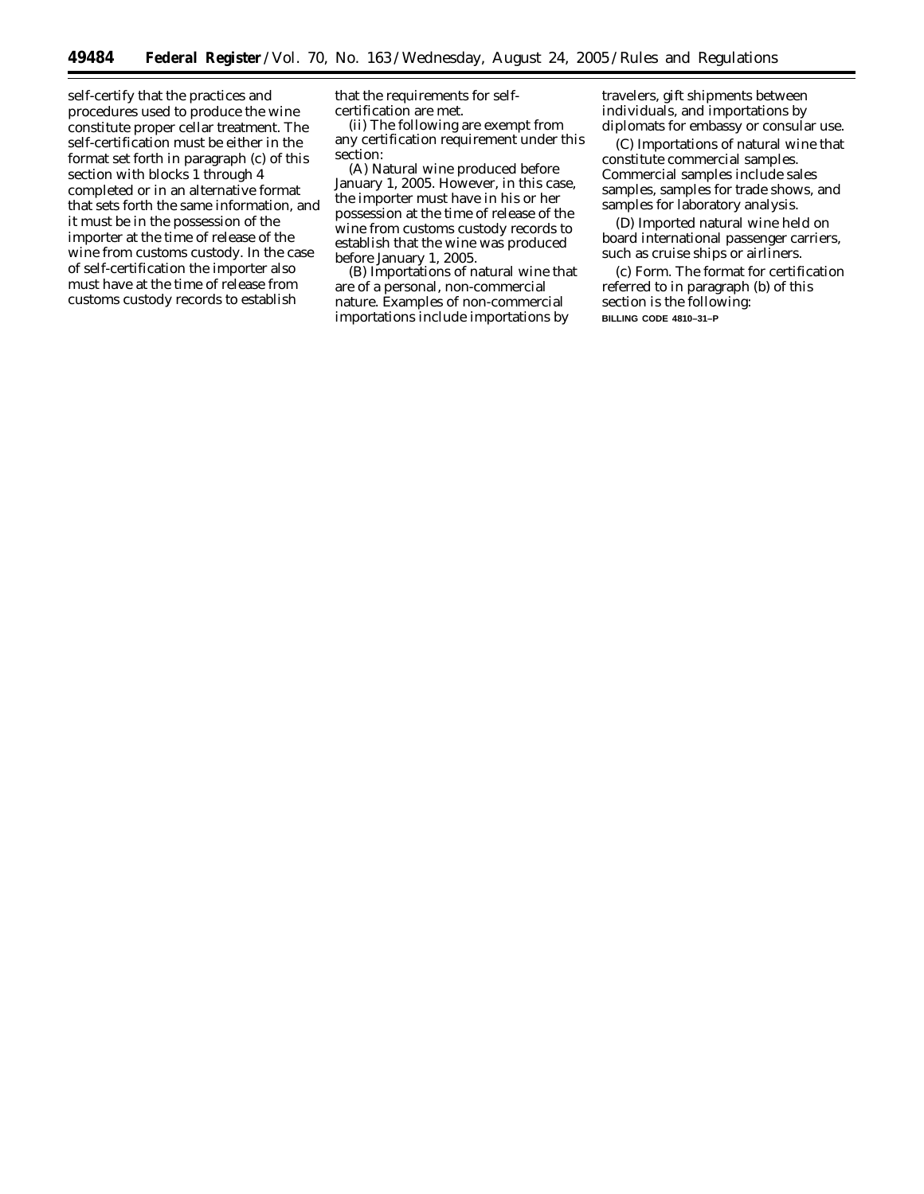self-certify that the practices and procedures used to produce the wine constitute proper cellar treatment. The self-certification must be either in the format set forth in paragraph (c) of this section with blocks 1 through 4 completed or in an alternative format that sets forth the same information, and it must be in the possession of the importer at the time of release of the wine from customs custody. In the case of self-certification the importer also must have at the time of release from customs custody records to establish that the requirements for self-certification are met.

(ii) The following are exempt from any certification requirement under this section:

(A) Natural wine produced before January 1, 2005. However, in this case, the importer must have in his or her possession at the time of release of the wine from customs custody records to establish that the wine was produced before January 1, 2005.

(B) Importations of natural wine that are of a personal, non-commercial nature. Examples of non-commercial importations include importations by travelers, gift shipments between individuals, and importations by diplomats for embassy or consular use.

(C) Importations of natural wine that constitute commercial samples. Commercial samples include sales samples, samples for trade shows, and samples for laboratory analysis.

(D) Imported natural wine held on board international passenger carriers, such as cruise ships or airliners.

(c) *Form.* The format for certification referred to in paragraph (b) of this section is the following:

**BILLING CODE 4810–31–P**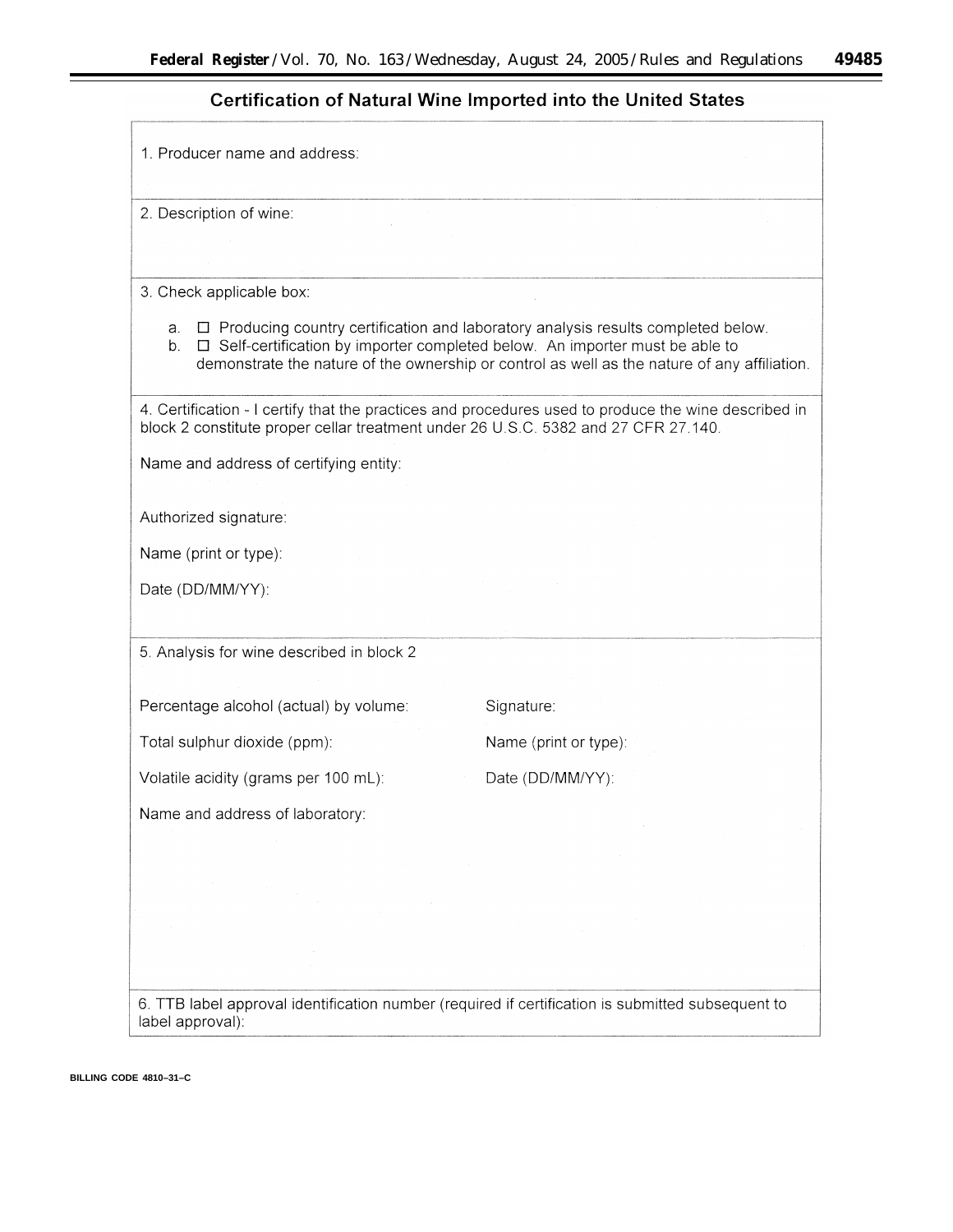## Certification of Natural Wine Imported into the United States

1. Producer name and address:

2. Description of wine:

3. Check applicable box:

   a. ☐ Producing country certification and laboratory analysis results completed below.
   
   b. ☐ Self-certification by importer completed below. An importer must be able to demonstrate the nature of the ownership or control as well as the nature of any affiliation.

4. Certification - I certify that the practices and procedures used to produce the wine described in block 2 constitute proper cellar treatment under 26 U.S.C. 5382 and 27 CFR 27.140.

Name and address of certifying entity:

Authorized signature:

Name (print or type):

Date (DD/MM/YY):

5. Analysis for wine described in block 2

| | |
|---|---|
| Percentage alcohol (actual) by volume: | Signature: |
| Total sulphur dioxide (ppm): | Name (print or type): |
| Volatile acidity (grams per 100 mL): | Date (DD/MM/YY): |

Name and address of laboratory:

6. TTB label approval identification number (required if certification is submitted subsequent to label approval):

BILLING CODE 4810–31–C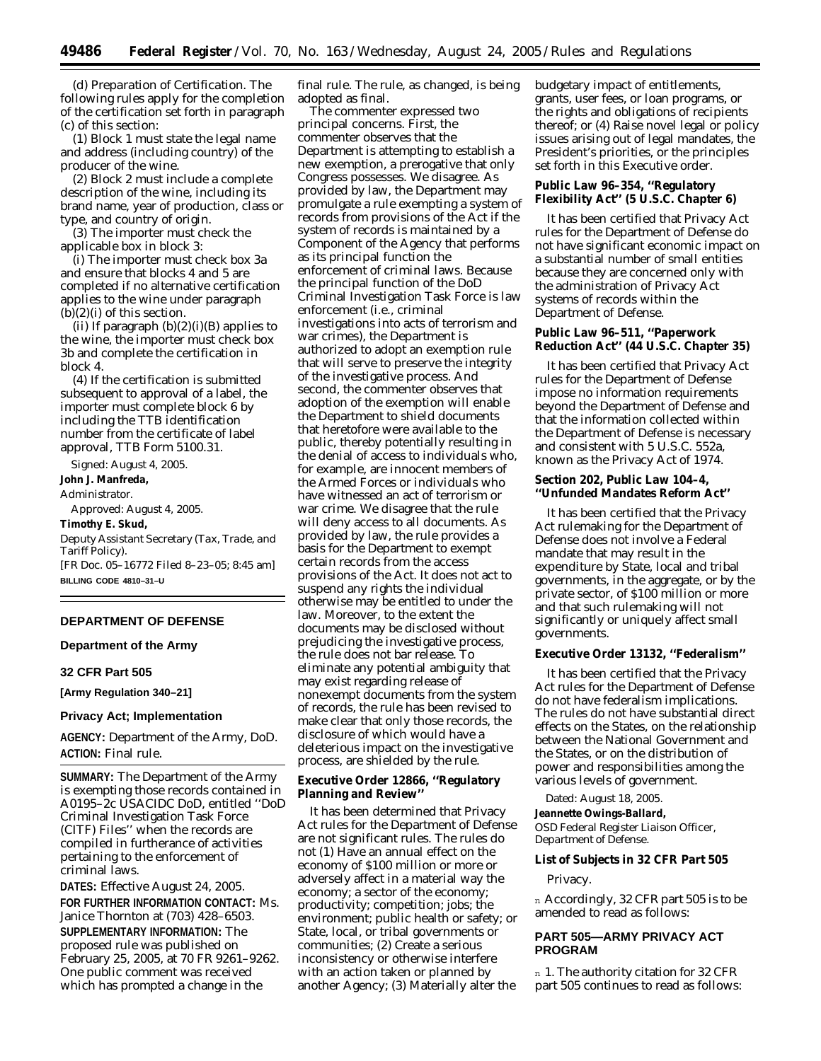(d) Preparation of Certification. The following rules apply for the completion of the certification set forth in paragraph (c) of this section:

(1) Block 1 must state the legal name and address (including country) of the producer of the wine.

(2) Block 2 must include a complete description of the wine, including its brand name, year of production, class or type, and country of origin.

(3) The importer must check the applicable box in block 3:

(i) The importer must check box 3a and ensure that blocks 4 and 5 are completed if no alternative certification applies to the wine under paragraph (b)(2)(i) of this section.

(ii) If paragraph (b)(2)(i)(B) applies to the wine, the importer must check box 3b and complete the certification in block 4.

(4) If the certification is submitted subsequent to approval of a label, the importer must complete block 6 by including the TTB identification number from the certificate of label approval, TTB Form 5100.31.

Signed: August 4, 2005.

**John J. Manfreda,**

*Administrator.*

Approved: August 4, 2005.

**Timothy E. Skud,**

*Deputy Assistant Secretary (Tax, Trade, and Tariff Policy).*

[FR Doc. 05–16772 Filed 8–23–05; 8:45 am]

**BILLING CODE 4810–31–U**

---

## DEPARTMENT OF DEFENSE

### Department of the Army

### 32 CFR Part 505

**[Army Regulation 340–21]**

### Privacy Act; Implementation

**AGENCY:** Department of the Army, DoD.

**ACTION:** Final rule.

**SUMMARY:** The Department of the Army is exempting those records contained in A0195–2c USACIDC DoD, entitled ''DoD Criminal Investigation Task Force (CITF) Files'' when the records are compiled in furtherance of activities pertaining to the enforcement of criminal laws.

**DATES:** Effective August 24, 2005.

**FOR FURTHER INFORMATION CONTACT:** Ms. Janice Thornton at (703) 428–6503.

**SUPPLEMENTARY INFORMATION:** The proposed rule was published on February 25, 2005, at 70 FR 9261–9262. One public comment was received which has prompted a change in the final rule. The rule, as changed, is being adopted as final.

The commenter expressed two principal concerns. First, the commenter observes that the Department is attempting to establish a new exemption, a prerogative that only Congress possesses. We disagree. As provided by law, the Department may promulgate a rule exempting a system of records from provisions of the Act if the system of records is maintained by a Component of the Agency that performs as its principal function the enforcement of criminal laws. Because the principal function of the DoD Criminal Investigation Task Force is law enforcement (i.e., criminal investigations into acts of terrorism and war crimes), the Department is authorized to adopt an exemption rule that will serve to preserve the integrity of the investigative process. And second, the commenter observes that adoption of the exemption will enable the Department to shield documents that heretofore were available to the public, thereby potentially resulting in the denial of access to individuals who, for example, are innocent members of the Armed Forces or individuals who have witnessed an act of terrorism or war crime. We disagree that the rule will deny access to all documents. As provided by law, the rule provides a basis for the Department to exempt certain records from the access provisions of the Act. It does not act to suspend any rights the individual otherwise may be entitled to under the law. Moreover, to the extent the documents may be disclosed without prejudicing the investigative process, the rule does not bar release. To eliminate any potential ambiguity that may exist regarding release of nonexempt documents from the system of records, the rule has been revised to make clear that only those records, the disclosure of which would have a deleterious impact on the investigative process, are shielded by the rule.

#### Executive Order 12866, ''Regulatory Planning and Review''

It has been determined that Privacy Act rules for the Department of Defense are not significant rules. The rules do not (1) Have an annual effect on the economy of $100 million or more or adversely affect in a material way the economy; a sector of the economy; productivity; competition; jobs; the environment; public health or safety; or State, local, or tribal governments or communities; (2) Create a serious inconsistency or otherwise interfere with an action taken or planned by another Agency; (3) Materially alter the budgetary impact of entitlements, grants, user fees, or loan programs, or the rights and obligations of recipients thereof; or (4) Raise novel legal or policy issues arising out of legal mandates, the President's priorities, or the principles set forth in this Executive order.

#### Public Law 96–354, ''Regulatory Flexibility Act'' (5 U.S.C. Chapter 6)

It has been certified that Privacy Act rules for the Department of Defense do not have significant economic impact on a substantial number of small entities because they are concerned only with the administration of Privacy Act systems of records within the Department of Defense.

#### Public Law 96–511, ''Paperwork Reduction Act'' (44 U.S.C. Chapter 35)

It has been certified that Privacy Act rules for the Department of Defense impose no information requirements beyond the Department of Defense and that the information collected within the Department of Defense is necessary and consistent with 5 U.S.C. 552a, known as the Privacy Act of 1974.

#### Section 202, Public Law 104–4, ''Unfunded Mandates Reform Act''

It has been certified that the Privacy Act rulemaking for the Department of Defense does not involve a Federal mandate that may result in the expenditure by State, local and tribal governments, in the aggregate, or by the private sector, of $100 million or more and that such rulemaking will not significantly or uniquely affect small governments.

#### Executive Order 13132, ''Federalism''

It has been certified that the Privacy Act rules for the Department of Defense do not have federalism implications. The rules do not have substantial direct effects on the States, on the relationship between the National Government and the States, or on the distribution of power and responsibilities among the various levels of government.

Dated: August 18, 2005.

**Jeannette Owings-Ballard,**

*OSD Federal Register Liaison Officer, Department of Defense.*

#### List of Subjects in 32 CFR Part 505

Privacy.

■ Accordingly, 32 CFR part 505 is to be amended to read as follows:

### PART 505—ARMY PRIVACY ACT PROGRAM

■ 1. The authority citation for 32 CFR part 505 continues to read as follows: